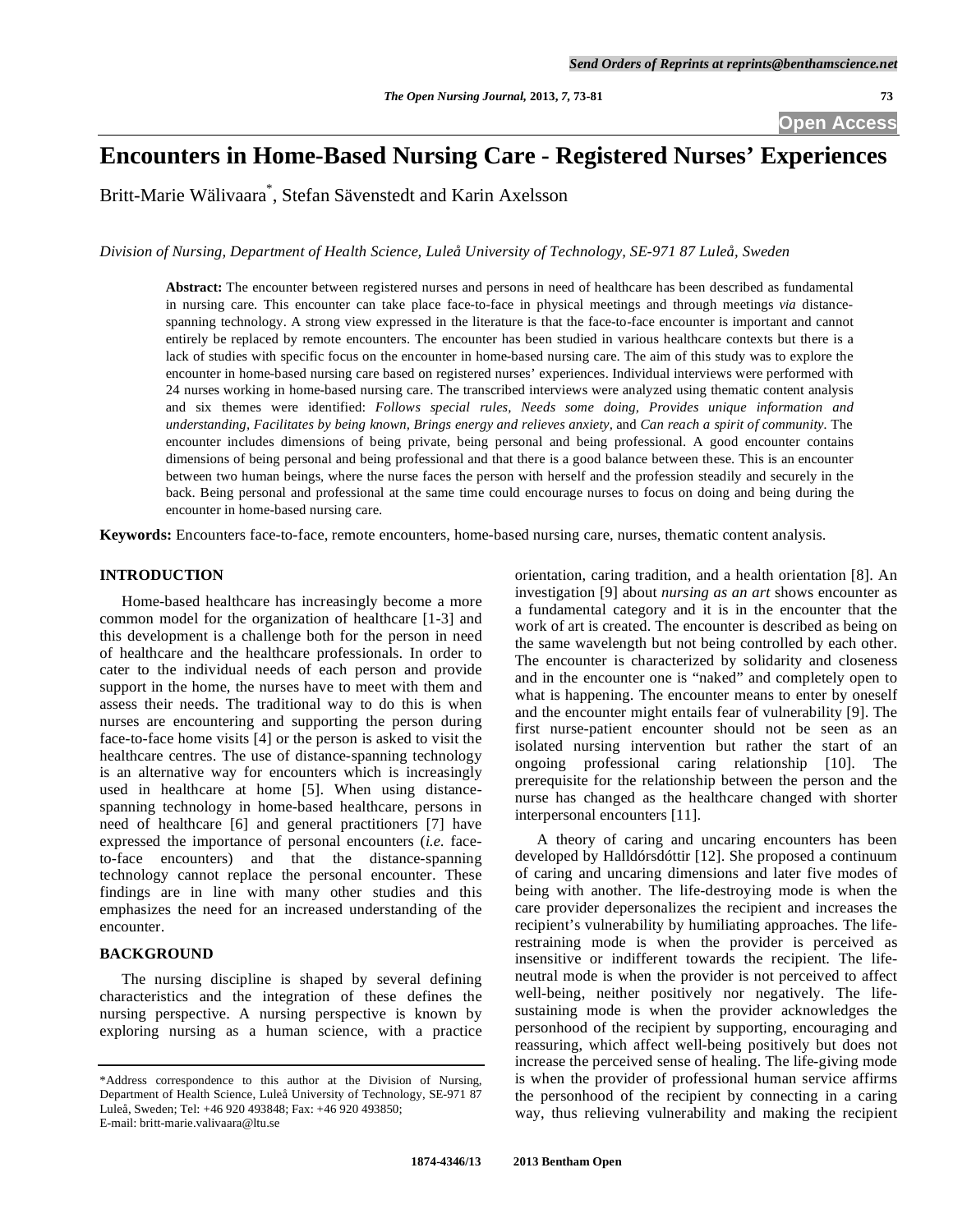# Encounters in Home-Based Nursing Care - Registered Nurses' Experiences

Britt-Marie Wälivaara*, Stefan Sävenstedt and Karin Axelsson

*Division of Nursing, Department of Health Science, Luleå University of Technology, SE-971 87 Luleå, Sweden*

**Abstract:** The encounter between registered nurses and persons in need of healthcare has been described as fundamental in nursing care. This encounter can take place face-to-face in physical meetings and through meetings *via* distance-spanning technology. A strong view expressed in the literature is that the face-to-face encounter is important and cannot entirely be replaced by remote encounters. The encounter has been studied in various healthcare contexts but there is a lack of studies with specific focus on the encounter in home-based nursing care. The aim of this study was to explore the encounter in home-based nursing care based on registered nurses' experiences. Individual interviews were performed with 24 nurses working in home-based nursing care. The transcribed interviews were analyzed using thematic content analysis and six themes were identified: *Follows special rules, Needs some doing, Provides unique information and understanding, Facilitates by being known, Brings energy and relieves anxiety,* and *Can reach a spirit of community*. The encounter includes dimensions of being private, being personal and being professional. A good encounter contains dimensions of being personal and being professional and that there is a good balance between these. This is an encounter between two human beings, where the nurse faces the person with herself and the profession steadily and securely in the back. Being personal and professional at the same time could encourage nurses to focus on doing and being during the encounter in home-based nursing care.

**Keywords:** Encounters face-to-face, remote encounters, home-based nursing care, nurses, thematic content analysis.

## INTRODUCTION

Home-based healthcare has increasingly become a more common model for the organization of healthcare [1-3] and this development is a challenge both for the person in need of healthcare and the healthcare professionals. In order to cater to the individual needs of each person and provide support in the home, the nurses have to meet with them and assess their needs. The traditional way to do this is when nurses are encountering and supporting the person during face-to-face home visits [4] or the person is asked to visit the healthcare centres. The use of distance-spanning technology is an alternative way for encounters which is increasingly used in healthcare at home [5]. When using distance-spanning technology in home-based healthcare, persons in need of healthcare [6] and general practitioners [7] have expressed the importance of personal encounters (*i.e.* face-to-face encounters) and that the distance-spanning technology cannot replace the personal encounter. These findings are in line with many other studies and this emphasizes the need for an increased understanding of the encounter.

## BACKGROUND

The nursing discipline is shaped by several defining characteristics and the integration of these defines the nursing perspective. A nursing perspective is known by exploring nursing as a human science, with a practice orientation, caring tradition, and a health orientation [8]. An investigation [9] about *nursing as an art* shows encounter as a fundamental category and it is in the encounter that the work of art is created. The encounter is described as being on the same wavelength but not being controlled by each other. The encounter is characterized by solidarity and closeness and in the encounter one is "naked" and completely open to what is happening. The encounter means to enter by oneself and the encounter might entails fear of vulnerability [9]. The first nurse-patient encounter should not be seen as an isolated nursing intervention but rather the start of an ongoing professional caring relationship [10]. The prerequisite for the relationship between the person and the nurse has changed as the healthcare changed with shorter interpersonal encounters [11].

A theory of caring and uncaring encounters has been developed by Halldórsdóttir [12]. She proposed a continuum of caring and uncaring dimensions and later five modes of being with another. The life-destroying mode is when the care provider depersonalizes the recipient and increases the recipient's vulnerability by humiliating approaches. The life-restraining mode is when the provider is perceived as insensitive or indifferent towards the recipient. The life-neutral mode is when the provider is not perceived to affect well-being, neither positively nor negatively. The life-sustaining mode is when the provider acknowledges the personhood of the recipient by supporting, encouraging and reassuring, which affect well-being positively but does not increase the perceived sense of healing. The life-giving mode is when the provider of professional human service affirms the personhood of the recipient by connecting in a caring way, thus relieving vulnerability and making the recipient

*Address correspondence to this author at the Division of Nursing, Department of Health Science, Luleå University of Technology, SE-971 87 Luleå, Sweden; Tel: +46 920 493848; Fax: +46 920 493850; E-mail: britt-marie.valivaara@ltu.se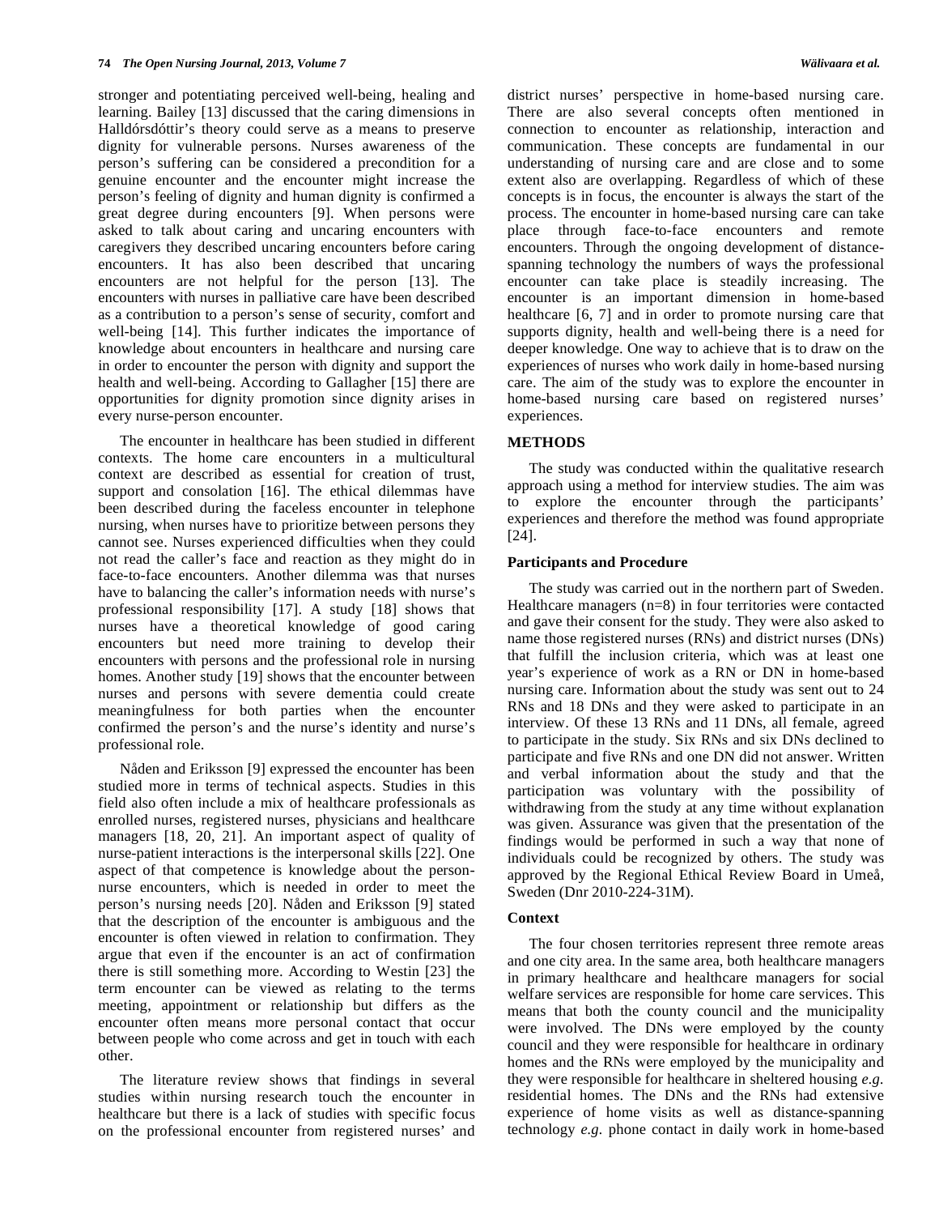stronger and potentiating perceived well-being, healing and learning. Bailey [13] discussed that the caring dimensions in Halldórsdóttir's theory could serve as a means to preserve dignity for vulnerable persons. Nurses awareness of the person's suffering can be considered a precondition for a genuine encounter and the encounter might increase the person's feeling of dignity and human dignity is confirmed a great degree during encounters [9]. When persons were asked to talk about caring and uncaring encounters with caregivers they described uncaring encounters before caring encounters. It has also been described that uncaring encounters are not helpful for the person [13]. The encounters with nurses in palliative care have been described as a contribution to a person's sense of security, comfort and well-being [14]. This further indicates the importance of knowledge about encounters in healthcare and nursing care in order to encounter the person with dignity and support the health and well-being. According to Gallagher [15] there are opportunities for dignity promotion since dignity arises in every nurse-person encounter.

The encounter in healthcare has been studied in different contexts. The home care encounters in a multicultural context are described as essential for creation of trust, support and consolation [16]. The ethical dilemmas have been described during the faceless encounter in telephone nursing, when nurses have to prioritize between persons they cannot see. Nurses experienced difficulties when they could not read the caller's face and reaction as they might do in face-to-face encounters. Another dilemma was that nurses have to balancing the caller's information needs with nurse's professional responsibility [17]. A study [18] shows that nurses have a theoretical knowledge of good caring encounters but need more training to develop their encounters with persons and the professional role in nursing homes. Another study [19] shows that the encounter between nurses and persons with severe dementia could create meaningfulness for both parties when the encounter confirmed the person's and the nurse's identity and nurse's professional role.

Nåden and Eriksson [9] expressed the encounter has been studied more in terms of technical aspects. Studies in this field also often include a mix of healthcare professionals as enrolled nurses, registered nurses, physicians and healthcare managers [18, 20, 21]. An important aspect of quality of nurse-patient interactions is the interpersonal skills [22]. One aspect of that competence is knowledge about the person-nurse encounters, which is needed in order to meet the person's nursing needs [20]. Nåden and Eriksson [9] stated that the description of the encounter is ambiguous and the encounter is often viewed in relation to confirmation. They argue that even if the encounter is an act of confirmation there is still something more. According to Westin [23] the term encounter can be viewed as relating to the terms meeting, appointment or relationship but differs as the encounter often means more personal contact that occur between people who come across and get in touch with each other.

The literature review shows that findings in several studies within nursing research touch the encounter in healthcare but there is a lack of studies with specific focus on the professional encounter from registered nurses' and district nurses' perspective in home-based nursing care. There are also several concepts often mentioned in connection to encounter as relationship, interaction and communication. These concepts are fundamental in our understanding of nursing care and are close and to some extent also are overlapping. Regardless of which of these concepts is in focus, the encounter is always the start of the process. The encounter in home-based nursing care can take place through face-to-face encounters and remote encounters. Through the ongoing development of distance-spanning technology the numbers of ways the professional encounter can take place is steadily increasing. The encounter is an important dimension in home-based healthcare [6, 7] and in order to promote nursing care that supports dignity, health and well-being there is a need for deeper knowledge. One way to achieve that is to draw on the experiences of nurses who work daily in home-based nursing care. The aim of the study was to explore the encounter in home-based nursing care based on registered nurses' experiences.

## METHODS

The study was conducted within the qualitative research approach using a method for interview studies. The aim was to explore the encounter through the participants' experiences and therefore the method was found appropriate [24].

### Participants and Procedure

The study was carried out in the northern part of Sweden. Healthcare managers (n=8) in four territories were contacted and gave their consent for the study. They were also asked to name those registered nurses (RNs) and district nurses (DNs) that fulfill the inclusion criteria, which was at least one year's experience of work as a RN or DN in home-based nursing care. Information about the study was sent out to 24 RNs and 18 DNs and they were asked to participate in an interview. Of these 13 RNs and 11 DNs, all female, agreed to participate in the study. Six RNs and six DNs declined to participate and five RNs and one DN did not answer. Written and verbal information about the study and that the participation was voluntary with the possibility of withdrawing from the study at any time without explanation was given. Assurance was given that the presentation of the findings would be performed in such a way that none of individuals could be recognized by others. The study was approved by the Regional Ethical Review Board in Umeå, Sweden (Dnr 2010-224-31M).

### Context

The four chosen territories represent three remote areas and one city area. In the same area, both healthcare managers in primary healthcare and healthcare managers for social welfare services are responsible for home care services. This means that both the county council and the municipality were involved. The DNs were employed by the county council and they were responsible for healthcare in ordinary homes and the RNs were employed by the municipality and they were responsible for healthcare in sheltered housing *e.g.* residential homes. The DNs and the RNs had extensive experience of home visits as well as distance-spanning technology *e.g.* phone contact in daily work in home-based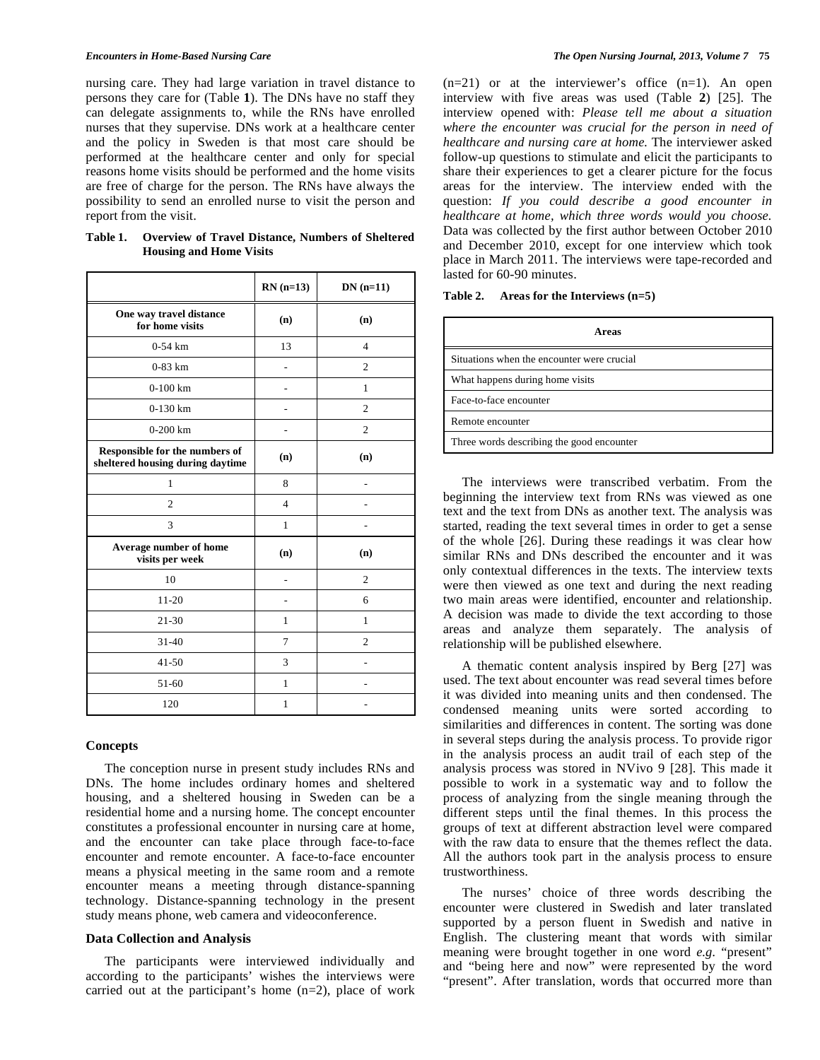nursing care. They had large variation in travel distance to persons they care for (Table **1**). The DNs have no staff they can delegate assignments to, while the RNs have enrolled nurses that they supervise. DNs work at a healthcare center and the policy in Sweden is that most care should be performed at the healthcare center and only for special reasons home visits should be performed and the home visits are free of charge for the person. The RNs have always the possibility to send an enrolled nurse to visit the person and report from the visit.

**Table 1. Overview of Travel Distance, Numbers of Sheltered Housing and Home Visits**

| | RN (n=13) | DN (n=11) |
|---|---|---|
| **One way travel distance for home visits** | **(n)** | **(n)** |
| 0-54 km | 13 | 4 |
| 0-83 km | - | 2 |
| 0-100 km | - | 1 |
| 0-130 km | - | 2 |
| 0-200 km | - | 2 |
| **Responsible for the numbers of sheltered housing during daytime** | **(n)** | **(n)** |
| 1 | 8 | - |
| 2 | 4 | - |
| 3 | 1 | - |
| **Average number of home visits per week** | **(n)** | **(n)** |
| 10 | - | 2 |
| 11-20 | - | 6 |
| 21-30 | 1 | 1 |
| 31-40 | 7 | 2 |
| 41-50 | 3 | - |
| 51-60 | 1 | - |
| 120 | 1 | - |

### Concepts

The conception nurse in present study includes RNs and DNs. The home includes ordinary homes and sheltered housing, and a sheltered housing in Sweden can be a residential home and a nursing home. The concept encounter constitutes a professional encounter in nursing care at home, and the encounter can take place through face-to-face encounter and remote encounter. A face-to-face encounter means a physical meeting in the same room and a remote encounter means a meeting through distance-spanning technology. Distance-spanning technology in the present study means phone, web camera and videoconference.

### Data Collection and Analysis

The participants were interviewed individually and according to the participants' wishes the interviews were carried out at the participant's home (n=2), place of work (n=21) or at the interviewer's office (n=1). An open interview with five areas was used (Table **2**) [25]. The interview opened with: *Please tell me about a situation where the encounter was crucial for the person in need of healthcare and nursing care at home.* The interviewer asked follow-up questions to stimulate and elicit the participants to share their experiences to get a clearer picture for the focus areas for the interview. The interview ended with the question: *If you could describe a good encounter in healthcare at home, which three words would you choose.* Data was collected by the first author between October 2010 and December 2010, except for one interview which took place in March 2011. The interviews were tape-recorded and lasted for 60-90 minutes.

**Table 2. Areas for the Interviews (n=5)**

| Areas |
|---|
| Situations when the encounter were crucial |
| What happens during home visits |
| Face-to-face encounter |
| Remote encounter |
| Three words describing the good encounter |

The interviews were transcribed verbatim. From the beginning the interview text from RNs was viewed as one text and the text from DNs as another text. The analysis was started, reading the text several times in order to get a sense of the whole [26]. During these readings it was clear how similar RNs and DNs described the encounter and it was only contextual differences in the texts. The interview texts were then viewed as one text and during the next reading two main areas were identified, encounter and relationship. A decision was made to divide the text according to those areas and analyze them separately. The analysis of relationship will be published elsewhere.

A thematic content analysis inspired by Berg [27] was used. The text about encounter was read several times before it was divided into meaning units and then condensed. The condensed meaning units were sorted according to similarities and differences in content. The sorting was done in several steps during the analysis process. To provide rigor in the analysis process an audit trail of each step of the analysis process was stored in NVivo 9 [28]. This made it possible to work in a systematic way and to follow the process of analyzing from the single meaning through the different steps until the final themes. In this process the groups of text at different abstraction level were compared with the raw data to ensure that the themes reflect the data. All the authors took part in the analysis process to ensure trustworthiness.

The nurses' choice of three words describing the encounter were clustered in Swedish and later translated supported by a person fluent in Swedish and native in English. The clustering meant that words with similar meaning were brought together in one word *e.g.* "present" and "being here and now" were represented by the word "present". After translation, words that occurred more than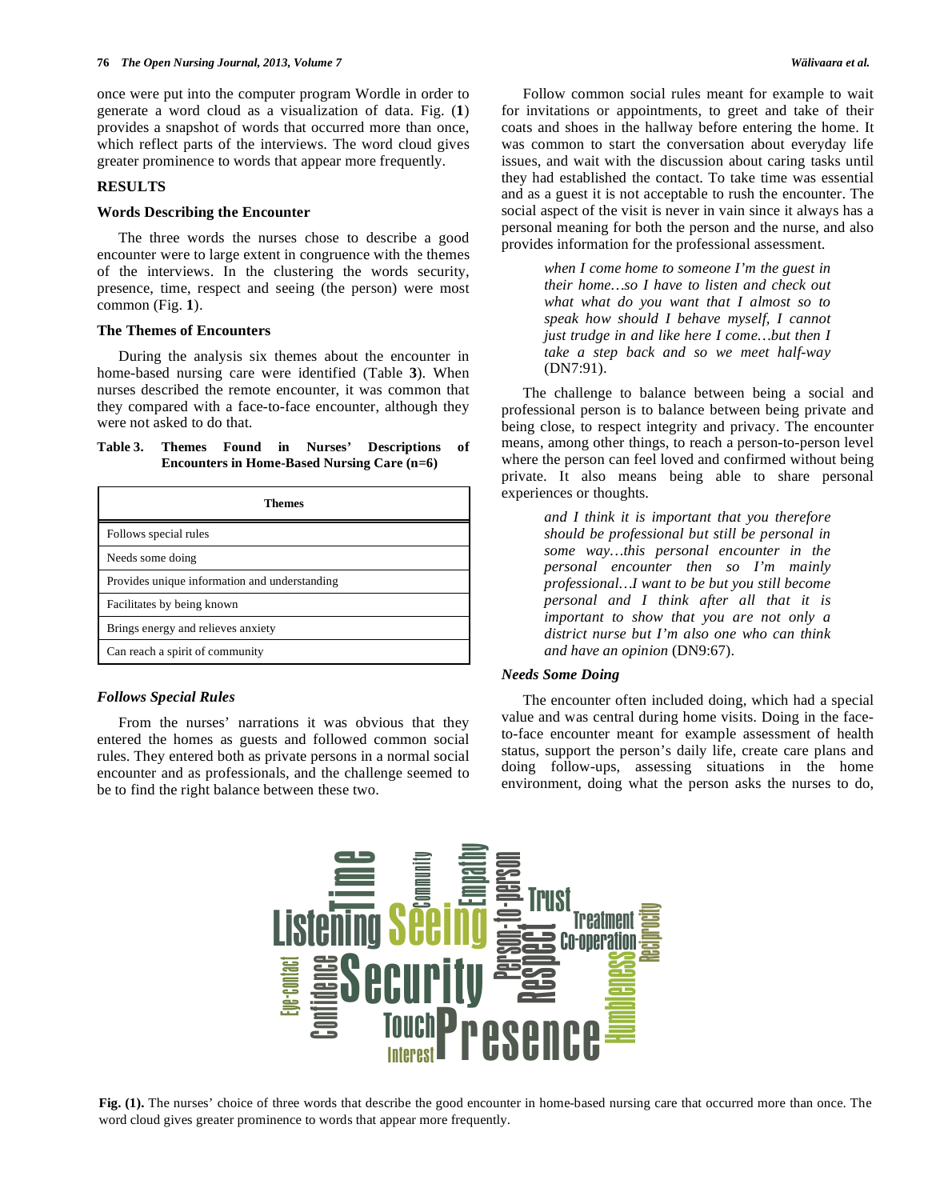once were put into the computer program Wordle in order to generate a word cloud as a visualization of data. Fig. (**1**) provides a snapshot of words that occurred more than once, which reflect parts of the interviews. The word cloud gives greater prominence to words that appear more frequently.

## RESULTS

### Words Describing the Encounter

The three words the nurses chose to describe a good encounter were to large extent in congruence with the themes of the interviews. In the clustering the words security, presence, time, respect and seeing (the person) were most common (Fig. **1**).

### The Themes of Encounters

During the analysis six themes about the encounter in home-based nursing care were identified (Table **3**). When nurses described the remote encounter, it was common that they compared with a face-to-face encounter, although they were not asked to do that.

**Table 3. Themes Found in Nurses' Descriptions of Encounters in Home-Based Nursing Care (n=6)**

| Themes |
|---|
| Follows special rules |
| Needs some doing |
| Provides unique information and understanding |
| Facilitates by being known |
| Brings energy and relieves anxiety |
| Can reach a spirit of community |

### *Follows Special Rules*

From the nurses' narrations it was obvious that they entered the homes as guests and followed common social rules. They entered both as private persons in a normal social encounter and as professionals, and the challenge seemed to be to find the right balance between these two.

Follow common social rules meant for example to wait for invitations or appointments, to greet and take of their coats and shoes in the hallway before entering the home. It was common to start the conversation about everyday life issues, and wait with the discussion about caring tasks until they had established the contact. To take time was essential and as a guest it is not acceptable to rush the encounter. The social aspect of the visit is never in vain since it always has a personal meaning for both the person and the nurse, and also provides information for the professional assessment.

> *when I come home to someone I'm the guest in their home…so I have to listen and check out what what do you want that I almost so to speak how should I behave myself, I cannot just trudge in and like here I come…but then I take a step back and so we meet half-way* (DN7:91).

The challenge to balance between being a social and professional person is to balance between being private and being close, to respect integrity and privacy. The encounter means, among other things, to reach a person-to-person level where the person can feel loved and confirmed without being private. It also means being able to share personal experiences or thoughts.

> *and I think it is important that you therefore should be professional but still be personal in some way…this personal encounter in the personal encounter then so I'm mainly professional…I want to be but you still become personal and I think after all that it is important to show that you are not only a district nurse but I'm also one who can think and have an opinion* (DN9:67).

### *Needs Some Doing*

The encounter often included doing, which had a special value and was central during home visits. Doing in the face-to-face encounter meant for example assessment of health status, support the person's daily life, create care plans and doing follow-ups, assessing situations in the home environment, doing what the person asks the nurses to do,

Time
Community
Empathy
Person-to-person
Trust
Listening
Seeing
Treatment
Co-operation
Reciprocity
Respect
Eye-contact
Confidence
Security
Humbleness
Touch
Interest
Presence

**Fig. (1).** The nurses' choice of three words that describe the good encounter in home-based nursing care that occurred more than once. The word cloud gives greater prominence to words that appear more frequently.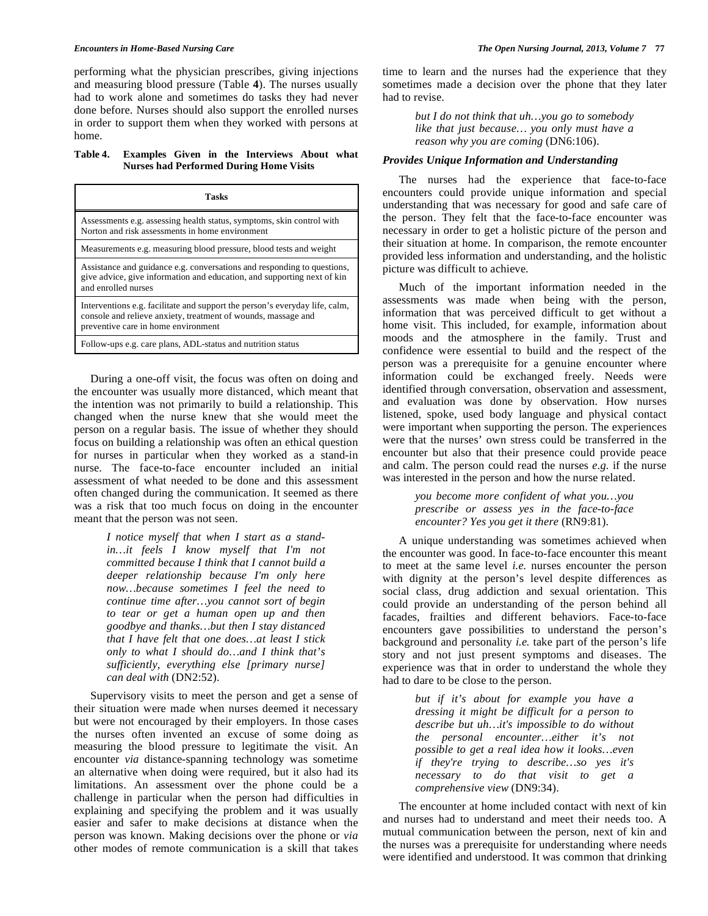performing what the physician prescribes, giving injections and measuring blood pressure (Table **4**). The nurses usually had to work alone and sometimes do tasks they had never done before. Nurses should also support the enrolled nurses in order to support them when they worked with persons at home.

**Table 4. Examples Given in the Interviews About what Nurses had Performed During Home Visits**

| Tasks |
|---|
| Assessments e.g. assessing health status, symptoms, skin control with Norton and risk assessments in home environment |
| Measurements e.g. measuring blood pressure, blood tests and weight |
| Assistance and guidance e.g. conversations and responding to questions, give advice, give information and education, and supporting next of kin and enrolled nurses |
| Interventions e.g. facilitate and support the person's everyday life, calm, console and relieve anxiety, treatment of wounds, massage and preventive care in home environment |
| Follow-ups e.g. care plans, ADL-status and nutrition status |

During a one-off visit, the focus was often on doing and the encounter was usually more distanced, which meant that the intention was not primarily to build a relationship. This changed when the nurse knew that she would meet the person on a regular basis. The issue of whether they should focus on building a relationship was often an ethical question for nurses in particular when they worked as a stand-in nurse. The face-to-face encounter included an initial assessment of what needed to be done and this assessment often changed during the communication. It seemed as there was a risk that too much focus on doing in the encounter meant that the person was not seen.

> *I notice myself that when I start as a stand-in…it feels I know myself that I'm not committed because I think that I cannot build a deeper relationship because I'm only here now…because sometimes I feel the need to continue time after…you cannot sort of begin to tear or get a human open up and then goodbye and thanks…but then I stay distanced that I have felt that one does…at least I stick only to what I should do…and I think that's sufficiently, everything else [primary nurse] can deal with* (DN2:52).

Supervisory visits to meet the person and get a sense of their situation were made when nurses deemed it necessary but were not encouraged by their employers. In those cases the nurses often invented an excuse of some doing as measuring the blood pressure to legitimate the visit. An encounter *via* distance-spanning technology was sometime an alternative when doing were required, but it also had its limitations. An assessment over the phone could be a challenge in particular when the person had difficulties in explaining and specifying the problem and it was usually easier and safer to make decisions at distance when the person was known. Making decisions over the phone or *via* other modes of remote communication is a skill that takes time to learn and the nurses had the experience that they sometimes made a decision over the phone that they later had to revise.

> *but I do not think that uh…you go to somebody like that just because… you only must have a reason why you are coming* (DN6:106).

### *Provides Unique Information and Understanding*

The nurses had the experience that face-to-face encounters could provide unique information and special understanding that was necessary for good and safe care of the person. They felt that the face-to-face encounter was necessary in order to get a holistic picture of the person and their situation at home. In comparison, the remote encounter provided less information and understanding, and the holistic picture was difficult to achieve.

Much of the important information needed in the assessments was made when being with the person, information that was perceived difficult to get without a home visit. This included, for example, information about moods and the atmosphere in the family. Trust and confidence were essential to build and the respect of the person was a prerequisite for a genuine encounter where information could be exchanged freely. Needs were identified through conversation, observation and assessment, and evaluation was done by observation. How nurses listened, spoke, used body language and physical contact were important when supporting the person. The experiences were that the nurses' own stress could be transferred in the encounter but also that their presence could provide peace and calm. The person could read the nurses *e.g.* if the nurse was interested in the person and how the nurse related.

> *you become more confident of what you…you prescribe or assess yes in the face-to-face encounter? Yes you get it there* (RN9:81).

A unique understanding was sometimes achieved when the encounter was good. In face-to-face encounter this meant to meet at the same level *i.e.* nurses encounter the person with dignity at the person's level despite differences as social class, drug addiction and sexual orientation. This could provide an understanding of the person behind all facades, frailties and different behaviors. Face-to-face encounters gave possibilities to understand the person's background and personality *i.e.* take part of the person's life story and not just present symptoms and diseases. The experience was that in order to understand the whole they had to dare to be close to the person.

> *but if it's about for example you have a dressing it might be difficult for a person to describe but uh…it's impossible to do without the personal encounter…either it's not possible to get a real idea how it looks…even if they're trying to describe…so yes it's necessary to do that visit to get a comprehensive view* (DN9:34).

The encounter at home included contact with next of kin and nurses had to understand and meet their needs too. A mutual communication between the person, next of kin and the nurses was a prerequisite for understanding where needs were identified and understood. It was common that drinking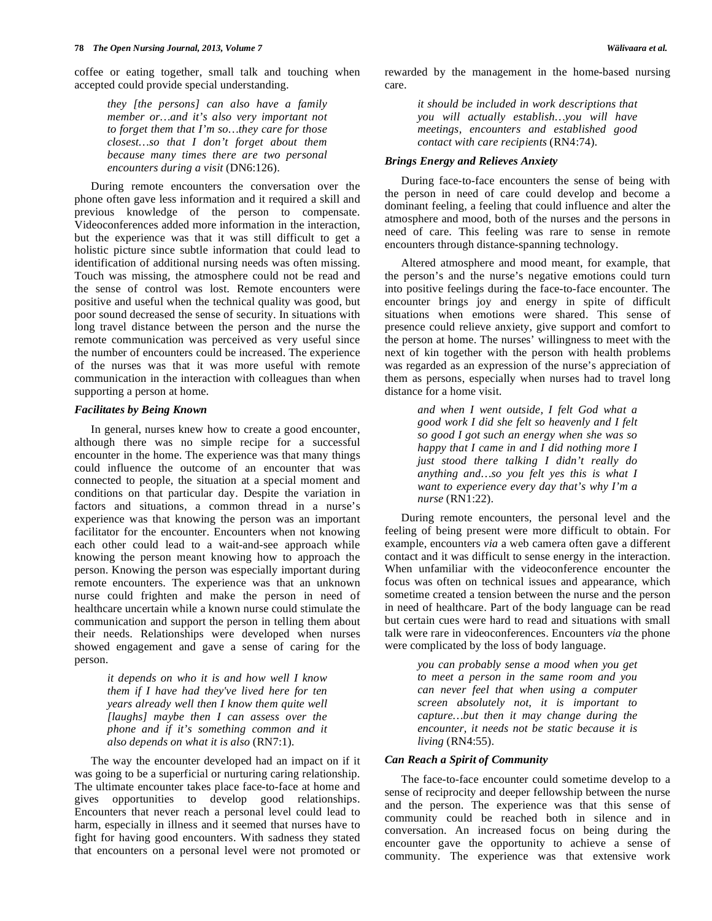coffee or eating together, small talk and touching when accepted could provide special understanding.

> *they [the persons] can also have a family member or…and it's also very important not to forget them that I'm so…they care for those closest…so that I don't forget about them because many times there are two personal encounters during a visit* (DN6:126).

During remote encounters the conversation over the phone often gave less information and it required a skill and previous knowledge of the person to compensate. Videoconferences added more information in the interaction, but the experience was that it was still difficult to get a holistic picture since subtle information that could lead to identification of additional nursing needs was often missing. Touch was missing, the atmosphere could not be read and the sense of control was lost. Remote encounters were positive and useful when the technical quality was good, but poor sound decreased the sense of security. In situations with long travel distance between the person and the nurse the remote communication was perceived as very useful since the number of encounters could be increased. The experience of the nurses was that it was more useful with remote communication in the interaction with colleagues than when supporting a person at home.

### *Facilitates by Being Known*

In general, nurses knew how to create a good encounter, although there was no simple recipe for a successful encounter in the home. The experience was that many things could influence the outcome of an encounter that was connected to people, the situation at a special moment and conditions on that particular day. Despite the variation in factors and situations, a common thread in a nurse's experience was that knowing the person was an important facilitator for the encounter. Encounters when not knowing each other could lead to a wait-and-see approach while knowing the person meant knowing how to approach the person. Knowing the person was especially important during remote encounters. The experience was that an unknown nurse could frighten and make the person in need of healthcare uncertain while a known nurse could stimulate the communication and support the person in telling them about their needs. Relationships were developed when nurses showed engagement and gave a sense of caring for the person.

> *it depends on who it is and how well I know them if I have had they've lived here for ten years already well then I know them quite well [laughs] maybe then I can assess over the phone and if it's something common and it also depends on what it is also* (RN7:1).

The way the encounter developed had an impact on if it was going to be a superficial or nurturing caring relationship. The ultimate encounter takes place face-to-face at home and gives opportunities to develop good relationships. Encounters that never reach a personal level could lead to harm, especially in illness and it seemed that nurses have to fight for having good encounters. With sadness they stated that encounters on a personal level were not promoted or rewarded by the management in the home-based nursing care.

> *it should be included in work descriptions that you will actually establish…you will have meetings, encounters and established good contact with care recipients* (RN4:74).

### *Brings Energy and Relieves Anxiety*

During face-to-face encounters the sense of being with the person in need of care could develop and become a dominant feeling, a feeling that could influence and alter the atmosphere and mood, both of the nurses and the persons in need of care. This feeling was rare to sense in remote encounters through distance-spanning technology.

Altered atmosphere and mood meant, for example, that the person's and the nurse's negative emotions could turn into positive feelings during the face-to-face encounter. The encounter brings joy and energy in spite of difficult situations when emotions were shared. This sense of presence could relieve anxiety, give support and comfort to the person at home. The nurses' willingness to meet with the next of kin together with the person with health problems was regarded as an expression of the nurse's appreciation of them as persons, especially when nurses had to travel long distance for a home visit.

> *and when I went outside, I felt God what a good work I did she felt so heavenly and I felt so good I got such an energy when she was so happy that I came in and I did nothing more I just stood there talking I didn't really do anything and…so you felt yes this is what I want to experience every day that's why I'm a nurse* (RN1:22).

During remote encounters, the personal level and the feeling of being present were more difficult to obtain. For example, encounters *via* a web camera often gave a different contact and it was difficult to sense energy in the interaction. When unfamiliar with the videoconference encounter the focus was often on technical issues and appearance, which sometime created a tension between the nurse and the person in need of healthcare. Part of the body language can be read but certain cues were hard to read and situations with small talk were rare in videoconferences. Encounters *via* the phone were complicated by the loss of body language.

> *you can probably sense a mood when you get to meet a person in the same room and you can never feel that when using a computer screen absolutely not, it is important to capture…but then it may change during the encounter, it needs not be static because it is living* (RN4:55).

### *Can Reach a Spirit of Community*

The face-to-face encounter could sometime develop to a sense of reciprocity and deeper fellowship between the nurse and the person. The experience was that this sense of community could be reached both in silence and in conversation. An increased focus on being during the encounter gave the opportunity to achieve a sense of community. The experience was that extensive work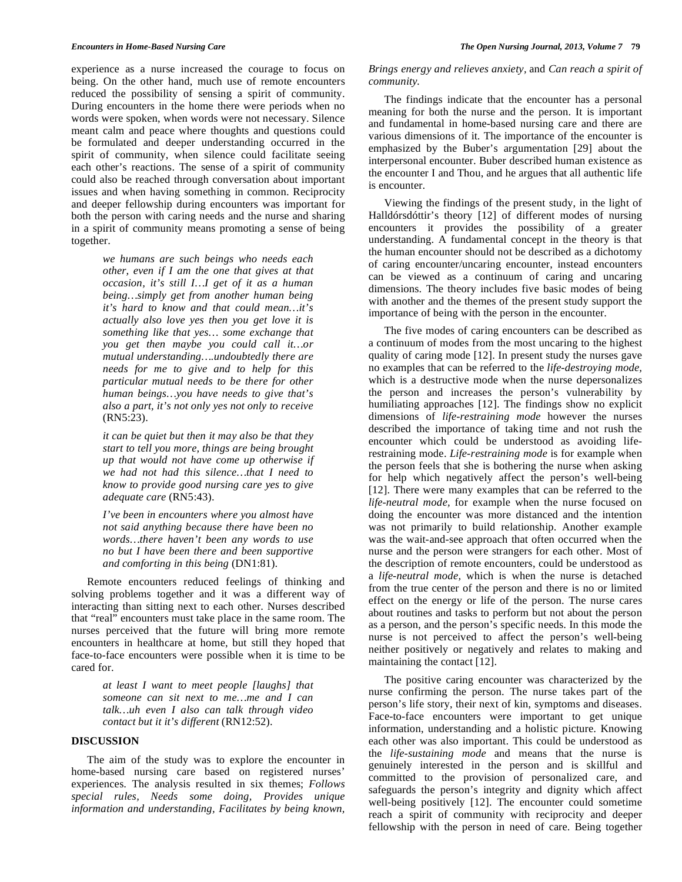experience as a nurse increased the courage to focus on being. On the other hand, much use of remote encounters reduced the possibility of sensing a spirit of community. During encounters in the home there were periods when no words were spoken, when words were not necessary. Silence meant calm and peace where thoughts and questions could be formulated and deeper understanding occurred in the spirit of community, when silence could facilitate seeing each other's reactions. The sense of a spirit of community could also be reached through conversation about important issues and when having something in common. Reciprocity and deeper fellowship during encounters was important for both the person with caring needs and the nurse and sharing in a spirit of community means promoting a sense of being together.

> *we humans are such beings who needs each other, even if I am the one that gives at that occasion, it's still I…I get of it as a human being…simply get from another human being it's hard to know and that could mean…it's actually also love yes then you get love it is something like that yes… some exchange that you get then maybe you could call it…or mutual understanding….undoubtedly there are needs for me to give and to help for this particular mutual needs to be there for other human beings…you have needs to give that's also a part, it's not only yes not only to receive* (RN5:23).

> *it can be quiet but then it may also be that they start to tell you more, things are being brought up that would not have come up otherwise if we had not had this silence…that I need to know to provide good nursing care yes to give adequate care* (RN5:43).

> *I've been in encounters where you almost have not said anything because there have been no words…there haven't been any words to use no but I have been there and been supportive and comforting in this being* (DN1:81).

Remote encounters reduced feelings of thinking and solving problems together and it was a different way of interacting than sitting next to each other. Nurses described that "real" encounters must take place in the same room. The nurses perceived that the future will bring more remote encounters in healthcare at home, but still they hoped that face-to-face encounters were possible when it is time to be cared for.

> *at least I want to meet people [laughs] that someone can sit next to me…me and I can talk…uh even I also can talk through video contact but it it's different* (RN12:52).

## DISCUSSION

The aim of the study was to explore the encounter in home-based nursing care based on registered nurses' experiences. The analysis resulted in six themes; *Follows special rules*, *Needs some doing*, *Provides unique information and understanding*, *Facilitates by being known*, *Brings energy and relieves anxiety*, and *Can reach a spirit of community.*

The findings indicate that the encounter has a personal meaning for both the nurse and the person. It is important and fundamental in home-based nursing care and there are various dimensions of it. The importance of the encounter is emphasized by the Buber's argumentation [29] about the interpersonal encounter. Buber described human existence as the encounter I and Thou, and he argues that all authentic life is encounter.

Viewing the findings of the present study, in the light of Halldórsdóttir's theory [12] of different modes of nursing encounters it provides the possibility of a greater understanding. A fundamental concept in the theory is that the human encounter should not be described as a dichotomy of caring encounter/uncaring encounter, instead encounters can be viewed as a continuum of caring and uncaring dimensions. The theory includes five basic modes of being with another and the themes of the present study support the importance of being with the person in the encounter.

The five modes of caring encounters can be described as a continuum of modes from the most uncaring to the highest quality of caring mode [12]. In present study the nurses gave no examples that can be referred to the *life-destroying mode*, which is a destructive mode when the nurse depersonalizes the person and increases the person's vulnerability by humiliating approaches [12]. The findings show no explicit dimensions of *life-restraining mode* however the nurses described the importance of taking time and not rush the encounter which could be understood as avoiding life-restraining mode. *Life-restraining mode* is for example when the person feels that she is bothering the nurse when asking for help which negatively affect the person's well-being [12]. There were many examples that can be referred to the *life-neutral mode*, for example when the nurse focused on doing the encounter was more distanced and the intention was not primarily to build relationship. Another example was the wait-and-see approach that often occurred when the nurse and the person were strangers for each other. Most of the description of remote encounters, could be understood as a *life-neutral mode*, which is when the nurse is detached from the true center of the person and there is no or limited effect on the energy or life of the person. The nurse cares about routines and tasks to perform but not about the person as a person, and the person's specific needs. In this mode the nurse is not perceived to affect the person's well-being neither positively or negatively and relates to making and maintaining the contact [12].

The positive caring encounter was characterized by the nurse confirming the person. The nurse takes part of the person's life story, their next of kin, symptoms and diseases. Face-to-face encounters were important to get unique information, understanding and a holistic picture. Knowing each other was also important. This could be understood as the *life-sustaining mode* and means that the nurse is genuinely interested in the person and is skillful and committed to the provision of personalized care, and safeguards the person's integrity and dignity which affect well-being positively [12]. The encounter could sometime reach a spirit of community with reciprocity and deeper fellowship with the person in need of care. Being together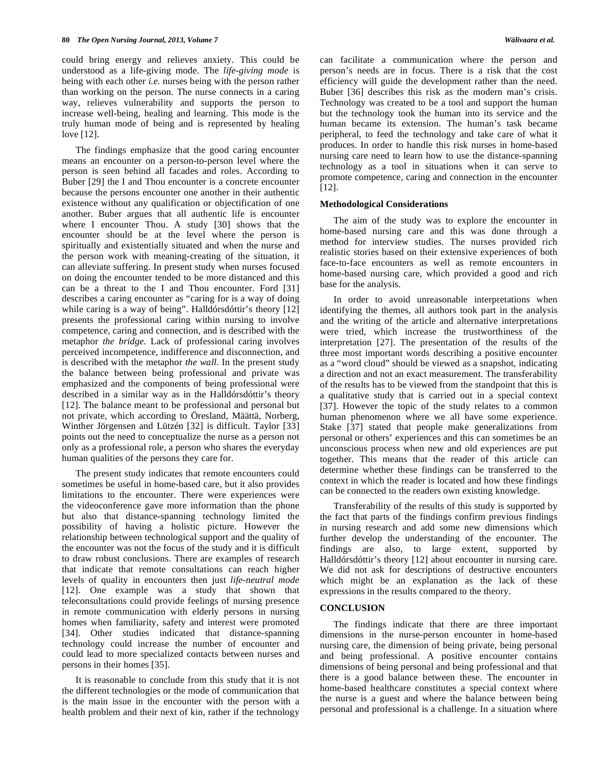could bring energy and relieves anxiety. This could be understood as a life-giving mode. The *life-giving mode* is being with each other *i.e.* nurses being with the person rather than working on the person. The nurse connects in a caring way, relieves vulnerability and supports the person to increase well-being, healing and learning. This mode is the truly human mode of being and is represented by healing love [12].

The findings emphasize that the good caring encounter means an encounter on a person-to-person level where the person is seen behind all facades and roles. According to Buber [29] the I and Thou encounter is a concrete encounter because the persons encounter one another in their authentic existence without any qualification or objectification of one another. Buber argues that all authentic life is encounter where I encounter Thou. A study [30] shows that the encounter should be at the level where the person is spiritually and existentially situated and when the nurse and the person work with meaning-creating of the situation, it can alleviate suffering. In present study when nurses focused on doing the encounter tended to be more distanced and this can be a threat to the I and Thou encounter. Ford [31] describes a caring encounter as "caring for is a way of doing while caring is a way of being". Halldórsdóttir's theory [12] presents the professional caring within nursing to involve competence, caring and connection, and is described with the metaphor *the bridge.* Lack of professional caring involves perceived incompetence, indifference and disconnection, and is described with the metaphor *the wall.* In the present study the balance between being professional and private was emphasized and the components of being professional were described in a similar way as in the Halldórsdóttir's theory [12]. The balance meant to be professional and personal but not private, which according to Öresland, Määttä, Norberg, Winther Jörgensen and Lützén [32] is difficult. Taylor [33] points out the need to conceptualize the nurse as a person not only as a professional role, a person who shares the everyday human qualities of the persons they care for.

The present study indicates that remote encounters could sometimes be useful in home-based care, but it also provides limitations to the encounter. There were experiences were the videoconference gave more information than the phone but also that distance-spanning technology limited the possibility of having a holistic picture. However the relationship between technological support and the quality of the encounter was not the focus of the study and it is difficult to draw robust conclusions. There are examples of research that indicate that remote consultations can reach higher levels of quality in encounters then just *life-neutral mode* [12]. One example was a study that shown that teleconsultations could provide feelings of nursing presence in remote communication with elderly persons in nursing homes when familiarity, safety and interest were promoted [34]. Other studies indicated that distance-spanning technology could increase the number of encounter and could lead to more specialized contacts between nurses and persons in their homes [35].

It is reasonable to conclude from this study that it is not the different technologies or the mode of communication that is the main issue in the encounter with the person with a health problem and their next of kin, rather if the technology can facilitate a communication where the person and person's needs are in focus. There is a risk that the cost efficiency will guide the development rather than the need. Buber [36] describes this risk as the modern man's crisis. Technology was created to be a tool and support the human but the technology took the human into its service and the human became its extension. The human's task became peripheral, to feed the technology and take care of what it produces. In order to handle this risk nurses in home-based nursing care need to learn how to use the distance-spanning technology as a tool in situations when it can serve to promote competence, caring and connection in the encounter [12].

### Methodological Considerations

The aim of the study was to explore the encounter in home-based nursing care and this was done through a method for interview studies. The nurses provided rich realistic stories based on their extensive experiences of both face-to-face encounters as well as remote encounters in home-based nursing care, which provided a good and rich base for the analysis.

In order to avoid unreasonable interpretations when identifying the themes, all authors took part in the analysis and the writing of the article and alternative interpretations were tried, which increase the trustworthiness of the interpretation [27]. The presentation of the results of the three most important words describing a positive encounter as a "word cloud" should be viewed as a snapshot, indicating a direction and not an exact measurement. The transferability of the results has to be viewed from the standpoint that this is a qualitative study that is carried out in a special context [37]. However the topic of the study relates to a common human phenomenon where we all have some experience. Stake [37] stated that people make generalizations from personal or others' experiences and this can sometimes be an unconscious process when new and old experiences are put together. This means that the reader of this article can determine whether these findings can be transferred to the context in which the reader is located and how these findings can be connected to the readers own existing knowledge.

Transferability of the results of this study is supported by the fact that parts of the findings confirm previous findings in nursing research and add some new dimensions which further develop the understanding of the encounter. The findings are also, to large extent, supported by Halldórsdóttir's theory [12] about encounter in nursing care. We did not ask for descriptions of destructive encounters which might be an explanation as the lack of these expressions in the results compared to the theory.

## CONCLUSION

The findings indicate that there are three important dimensions in the nurse-person encounter in home-based nursing care, the dimension of being private, being personal and being professional. A positive encounter contains dimensions of being personal and being professional and that there is a good balance between these. The encounter in home-based healthcare constitutes a special context where the nurse is a guest and where the balance between being personal and professional is a challenge. In a situation where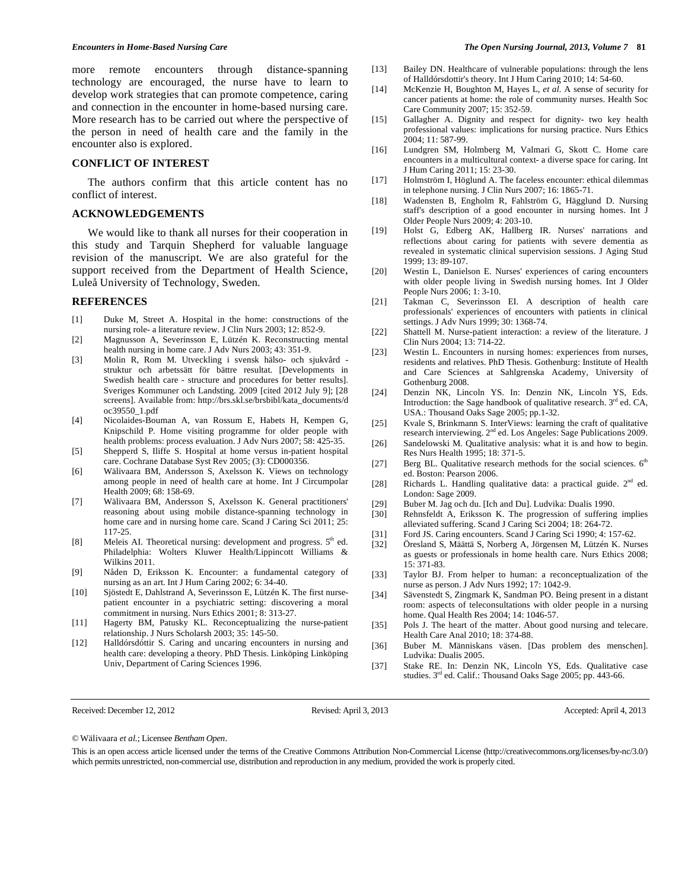more remote encounters through distance-spanning technology are encouraged, the nurse have to learn to develop work strategies that can promote competence, caring and connection in the encounter in home-based nursing care. More research has to be carried out where the perspective of the person in need of health care and the family in the encounter also is explored.

## CONFLICT OF INTEREST

The authors confirm that this article content has no conflict of interest.

## ACKNOWLEDGEMENTS

We would like to thank all nurses for their cooperation in this study and Tarquin Shepherd for valuable language revision of the manuscript. We are also grateful for the support received from the Department of Health Science, Luleå University of Technology, Sweden.

## REFERENCES

[1] Duke M, Street A. Hospital in the home: constructions of the nursing role- a literature review. J Clin Nurs 2003; 12: 852-9.

[2] Magnusson A, Severinsson E, Lützén K. Reconstructing mental health nursing in home care. J Adv Nurs 2003; 43: 351-9.

[3] Molin R, Rom M. Utveckling i svensk hälso- och sjukvård - struktur och arbetssätt för bättre resultat. [Developments in Swedish health care - structure and procedures for better results]. Sveriges Kommuner och Landsting. 2009 [cited 2012 July 9]; [28 screens]. Available from: http://brs.skl.se/brsbibl/kata_documents/doc39550_1.pdf

[4] Nicolaides-Bouman A, van Rossum E, Habets H, Kempen G, Knipschild P. Home visiting programme for older people with health problems: process evaluation. J Adv Nurs 2007; 58: 425-35.

[5] Shepperd S, Iliffe S. Hospital at home versus in-patient hospital care. Cochrane Database Syst Rev 2005; (3): CD000356.

[6] Wälivaara BM, Andersson S, Axelsson K. Views on technology among people in need of health care at home. Int J Circumpolar Health 2009; 68: 158-69.

[7] Wälivaara BM, Andersson S, Axelsson K. General practitioners' reasoning about using mobile distance-spanning technology in home care and in nursing home care. Scand J Caring Sci 2011; 25: 117-25.

[8] Meleis AI. Theoretical nursing: development and progress. 5th ed. Philadelphia: Wolters Kluwer Health/Lippincott Williams & Wilkins 2011.

[9] Nåden D, Eriksson K. Encounter: a fundamental category of nursing as an art. Int J Hum Caring 2002; 6: 34-40.

[10] Sjöstedt E, Dahlstrand A, Severinsson E, Lützén K. The first nurse-patient encounter in a psychiatric setting: discovering a moral commitment in nursing. Nurs Ethics 2001; 8: 313-27.

[11] Hagerty BM, Patusky KL. Reconceptualizing the nurse-patient relationship. J Nurs Scholarsh 2003; 35: 145-50.

[12] Halldórsdóttir S. Caring and uncaring encounters in nursing and health care: developing a theory. PhD Thesis. Linköping Linköping Univ, Department of Caring Sciences 1996.

[13] Bailey DN. Healthcare of vulnerable populations: through the lens of Halldórsdottir's theory. Int J Hum Caring 2010; 14: 54-60.

[14] McKenzie H, Boughton M, Hayes L, *et al.* A sense of security for cancer patients at home: the role of community nurses. Health Soc Care Community 2007; 15: 352-59.

[15] Gallagher A. Dignity and respect for dignity- two key health professional values: implications for nursing practice. Nurs Ethics 2004; 11: 587-99.

[16] Lundgren SM, Holmberg M, Valmari G, Skott C. Home care encounters in a multicultural context- a diverse space for caring. Int J Hum Caring 2011; 15: 23-30.

[17] Holmström I, Höglund A. The faceless encounter: ethical dilemmas in telephone nursing. J Clin Nurs 2007; 16: 1865-71.

[18] Wadensten B, Engholm R, Fahlström G, Hägglund D. Nursing staff's description of a good encounter in nursing homes. Int J Older People Nurs 2009; 4: 203-10.

[19] Holst G, Edberg AK, Hallberg IR. Nurses' narrations and reflections about caring for patients with severe dementia as revealed in systematic clinical supervision sessions. J Aging Stud 1999; 13: 89-107.

[20] Westin L, Danielson E. Nurses' experiences of caring encounters with older people living in Swedish nursing homes. Int J Older People Nurs 2006; 1: 3-10.

[21] Takman C, Severinsson EI. A description of health care professionals' experiences of encounters with patients in clinical settings. J Adv Nurs 1999; 30: 1368-74.

[22] Shattell M. Nurse-patient interaction: a review of the literature. J Clin Nurs 2004; 13: 714-22.

[23] Westin L. Encounters in nursing homes: experiences from nurses, residents and relatives. PhD Thesis. Gothenburg: Institute of Health and Care Sciences at Sahlgrenska Academy, University of Gothenburg 2008.

[24] Denzin NK, Lincoln YS. In: Denzin NK, Lincoln YS, Eds. Introduction: the Sage handbook of qualitative research. 3rd ed. CA, USA.: Thousand Oaks Sage 2005; pp.1-32.

[25] Kvale S, Brinkmann S. InterViews: learning the craft of qualitative research interviewing. 2nd ed. Los Angeles: Sage Publications 2009.

[26] Sandelowski M. Qualitative analysis: what it is and how to begin. Res Nurs Health 1995; 18: 371-5.

[27] Berg BL. Qualitative research methods for the social sciences. 6th ed. Boston: Pearson 2006.

[28] Richards L. Handling qualitative data: a practical guide. 2nd ed. London: Sage 2009.

[29] Buber M. Jag och du. [Ich and Du]. Ludvika: Dualis 1990.

[30] Rehnsfeldt A, Eriksson K. The progression of suffering implies alleviated suffering. Scand J Caring Sci 2004; 18: 264-72.

[31] Ford JS. Caring encounters. Scand J Caring Sci 1990; 4: 157-62.

[32] Öresland S, Määttä S, Norberg A, Jörgensen M, Lützén K. Nurses as guests or professionals in home health care. Nurs Ethics 2008; 15: 371-83.

[33] Taylor BJ. From helper to human: a reconceptualization of the nurse as person. J Adv Nurs 1992; 17: 1042-9.

[34] Sävenstedt S, Zingmark K, Sandman PO. Being present in a distant room: aspects of teleconsultations with older people in a nursing home. Qual Health Res 2004; 14: 1046-57.

[35] Pols J. The heart of the matter. About good nursing and telecare. Health Care Anal 2010; 18: 374-88.

[36] Buber M. Människans väsen. [Das problem des menschen]. Ludvika: Dualis 2005.

[37] Stake RE. In: Denzin NK, Lincoln YS, Eds. Qualitative case studies. 3rd ed. Calif.: Thousand Oaks Sage 2005; pp. 443-66.

Received: December 12, 2012 Revised: April 3, 2013 Accepted: April 4, 2013

© Wälivaara *et al.*; Licensee *Bentham Open*.

This is an open access article licensed under the terms of the Creative Commons Attribution Non-Commercial License (http://creativecommons.org/licenses/by-nc/3.0/) which permits unrestricted, non-commercial use, distribution and reproduction in any medium, provided the work is properly cited.